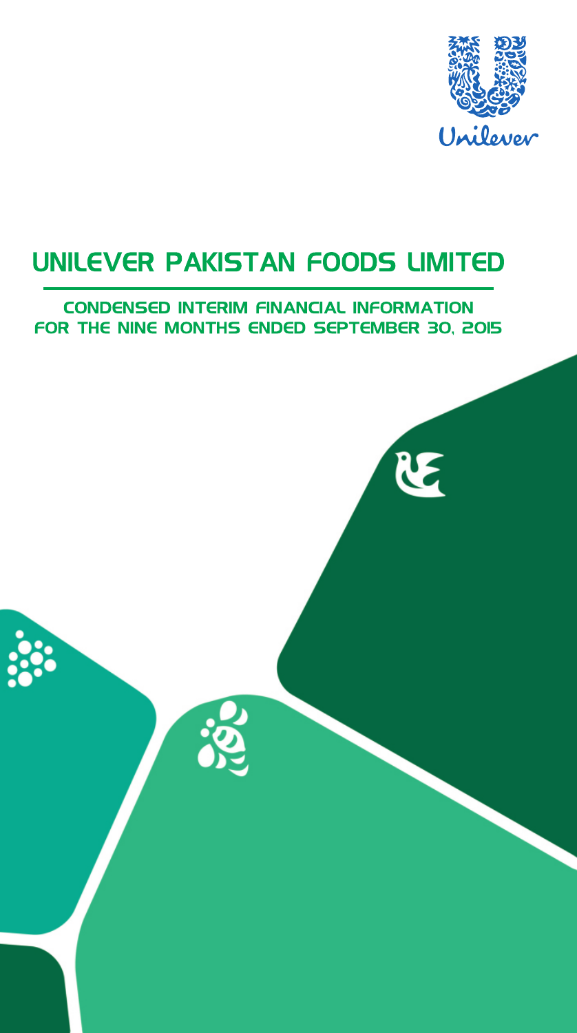Unilever

# UNILEVER PAKISTAN FOODS LIMITED

## CONDENSED INTERIM FINANCIAL INFORMATION FOR THE NINE MONTHS ENDED SEPTEMBER 30, 2015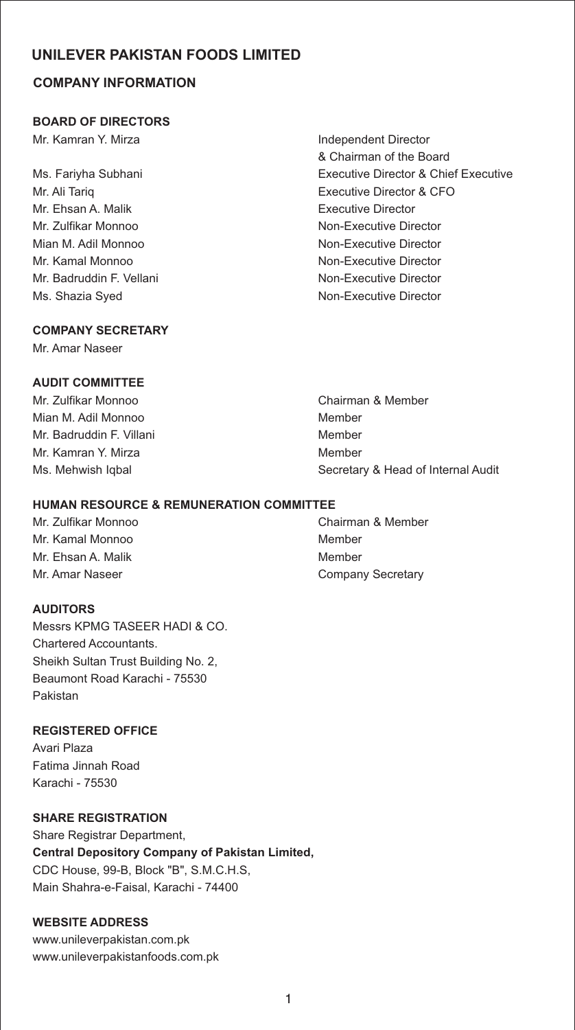# UNILEVER PAKISTAN FOODS LIMITED

## COMPANY INFORMATION

### BOARD OF DIRECTORS

| | |
|---|---|
| Mr. Kamran Y. Mirza | Independent Director & Chairman of the Board |
| Ms. Fariyha Subhani | Executive Director & Chief Executive |
| Mr. Ali Tariq | Executive Director & CFO |
| Mr. Ehsan A. Malik | Executive Director |
| Mr. Zulfikar Monnoo | Non-Executive Director |
| Mian M. Adil Monnoo | Non-Executive Director |
| Mr. Kamal Monnoo | Non-Executive Director |
| Mr. Badruddin F. Vellani | Non-Executive Director |
| Ms. Shazia Syed | Non-Executive Director |

### COMPANY SECRETARY

Mr. Amar Naseer

### AUDIT COMMITTEE

| | |
|---|---|
| Mr. Zulfikar Monnoo | Chairman & Member |
| Mian M. Adil Monnoo | Member |
| Mr. Badruddin F. Villani | Member |
| Mr. Kamran Y. Mirza | Member |
| Ms. Mehwish Iqbal | Secretary & Head of Internal Audit |

### HUMAN RESOURCE & REMUNERATION COMMITTEE

| | |
|---|---|
| Mr. Zulfikar Monnoo | Chairman & Member |
| Mr. Kamal Monnoo | Member |
| Mr. Ehsan A. Malik | Member |
| Mr. Amar Naseer | Company Secretary |

### AUDITORS

Messrs KPMG TASEER HADI & CO.
Chartered Accountants.
Sheikh Sultan Trust Building No. 2,
Beaumont Road Karachi - 75530
Pakistan

### REGISTERED OFFICE

Avari Plaza
Fatima Jinnah Road
Karachi - 75530

### SHARE REGISTRATION

Share Registrar Department,
**Central Depository Company of Pakistan Limited,**
CDC House, 99-B, Block "B", S.M.C.H.S,
Main Shahra-e-Faisal, Karachi - 74400

### WEBSITE ADDRESS

www.unileverpakistan.com.pk
www.unileverpakistanfoods.com.pk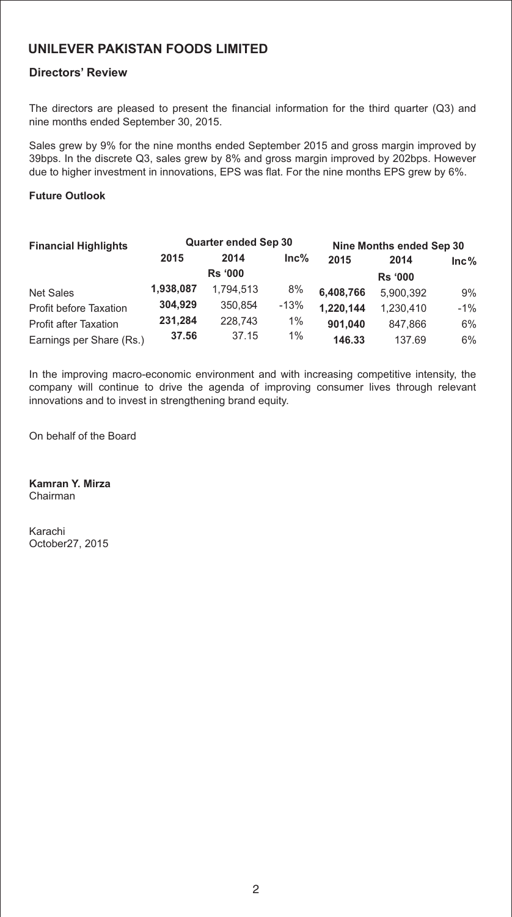## UNILEVER PAKISTAN FOODS LIMITED

### Directors' Review

The directors are pleased to present the financial information for the third quarter (Q3) and nine months ended September 30, 2015.

Sales grew by 9% for the nine months ended September 2015 and gross margin improved by 39bps. In the discrete Q3, sales grew by 8% and gross margin improved by 202bps. However due to higher investment in innovations, EPS was flat. For the nine months EPS grew by 6%.

**Future Outlook**

| Financial Highlights | Quarter ended Sep 30 | | | Nine Months ended Sep 30 | | |
|---|---|---|---|---|---|---|
| | 2015 | 2014 | Inc% | 2015 | 2014 | Inc% |
| | Rs '000 | | | Rs '000 | | |
| Net Sales | **1,938,087** | 1,794,513 | 8% | **6,408,766** | 5,900,392 | 9% |
| Profit before Taxation | **304,929** | 350,854 | -13% | **1,220,144** | 1,230,410 | -1% |
| Profit after Taxation | **231,284** | 228,743 | 1% | **901,040** | 847,866 | 6% |
| Earnings per Share (Rs.) | **37.56** | 37.15 | 1% | **146.33** | 137.69 | 6% |

In the improving macro-economic environment and with increasing competitive intensity, the company will continue to drive the agenda of improving consumer lives through relevant innovations and to invest in strengthening brand equity.

On behalf of the Board

**Kamran Y. Mirza**
Chairman

Karachi
October27, 2015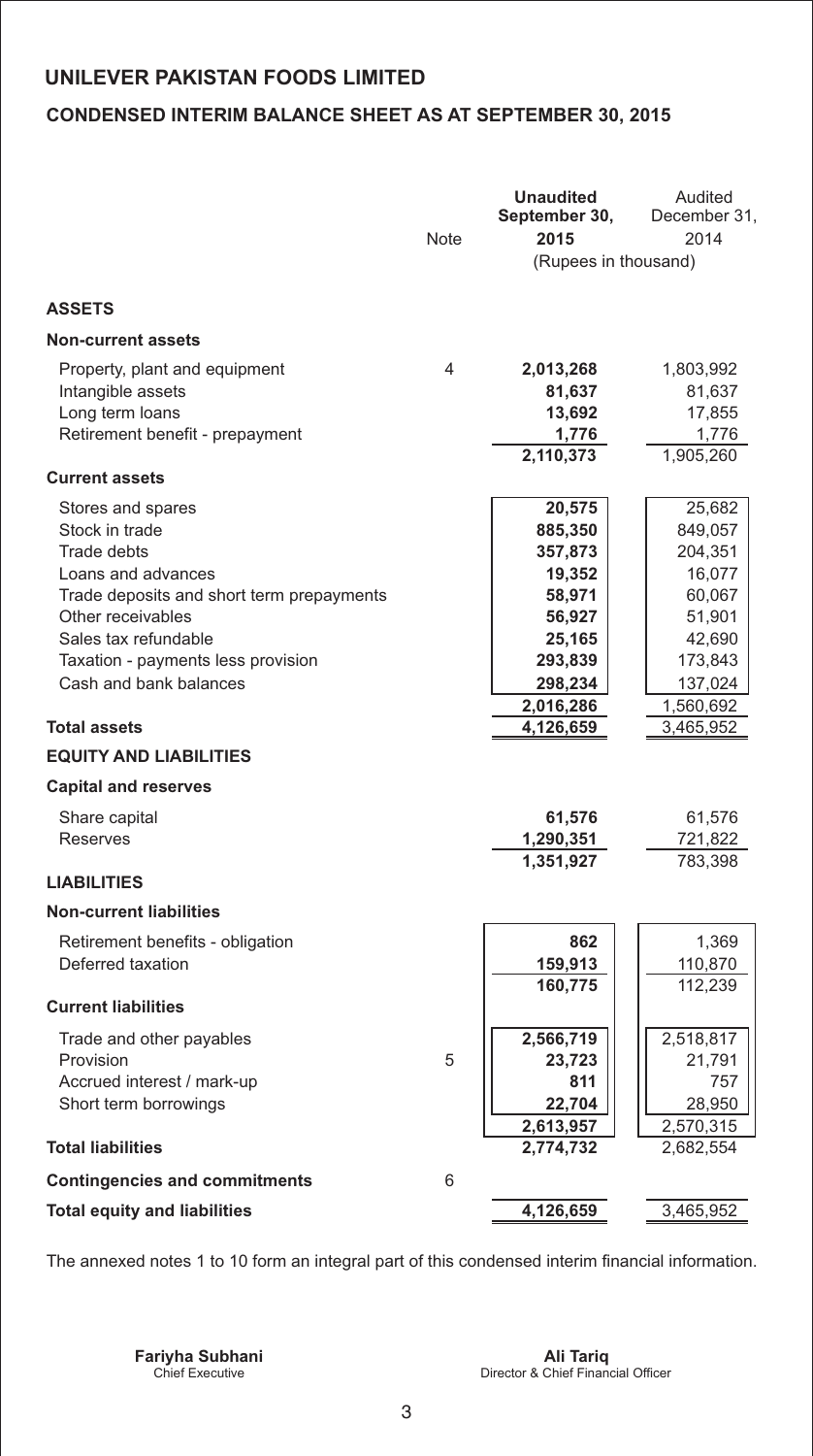# UNILEVER PAKISTAN FOODS LIMITED

## CONDENSED INTERIM BALANCE SHEET AS AT SEPTEMBER 30, 2015

| | Note | **Unaudited September 30, 2015** | Audited December 31, 2014 |
|---|---|---|---|
| | | (Rupees in thousand) | |
| **ASSETS** | | | |
| **Non-current assets** | | | |
| Property, plant and equipment | 4 | **2,013,268** | 1,803,992 |
| Intangible assets | | **81,637** | 81,637 |
| Long term loans | | **13,692** | 17,855 |
| Retirement benefit - prepayment | | **1,776** | 1,776 |
| | | **2,110,373** | 1,905,260 |
| **Current assets** | | | |
| Stores and spares | | **20,575** | 25,682 |
| Stock in trade | | **885,350** | 849,057 |
| Trade debts | | **357,873** | 204,351 |
| Loans and advances | | **19,352** | 16,077 |
| Trade deposits and short term prepayments | | **58,971** | 60,067 |
| Other receivables | | **56,927** | 51,901 |
| Sales tax refundable | | **25,165** | 42,690 |
| Taxation - payments less provision | | **293,839** | 173,843 |
| Cash and bank balances | | **298,234** | 137,024 |
| | | **2,016,286** | 1,560,692 |
| **Total assets** | | **4,126,659** | 3,465,952 |
| **EQUITY AND LIABILITIES** | | | |
| **Capital and reserves** | | | |
| Share capital | | **61,576** | 61,576 |
| Reserves | | **1,290,351** | 721,822 |
| | | **1,351,927** | 783,398 |
| **LIABILITIES** | | | |
| **Non-current liabilities** | | | |
| Retirement benefits - obligation | | **862** | 1,369 |
| Deferred taxation | | **159,913** | 110,870 |
| | | **160,775** | 112,239 |
| **Current liabilities** | | | |
| Trade and other payables | | **2,566,719** | 2,518,817 |
| Provision | 5 | **23,723** | 21,791 |
| Accrued interest / mark-up | | **811** | 757 |
| Short term borrowings | | **22,704** | 28,950 |
| | | **2,613,957** | 2,570,315 |
| **Total liabilities** | | **2,774,732** | 2,682,554 |
| **Contingencies and commitments** | 6 | | |
| **Total equity and liabilities** | | **4,126,659** | 3,465,952 |

The annexed notes 1 to 10 form an integral part of this condensed interim financial information.

**Fariyha Subhani**
Chief Executive

**Ali Tariq**
Director & Chief Financial Officer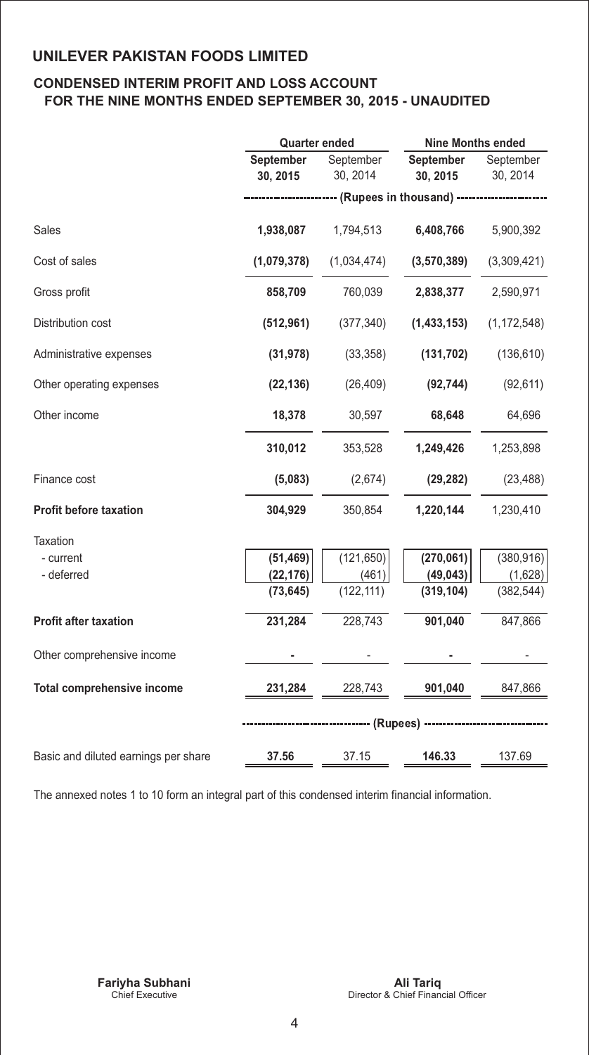# UNILEVER PAKISTAN FOODS LIMITED

## CONDENSED INTERIM PROFIT AND LOSS ACCOUNT FOR THE NINE MONTHS ENDED SEPTEMBER 30, 2015 - UNAUDITED

| | Quarter ended | | Nine Months ended | |
|---|---|---|---|---|
| | **September 30, 2015** | September 30, 2014 | **September 30, 2015** | September 30, 2014 |
| | (Rupees in thousand) | | | |
| Sales | **1,938,087** | 1,794,513 | **6,408,766** | 5,900,392 |
| Cost of sales | **(1,079,378)** | (1,034,474) | **(3,570,389)** | (3,309,421) |
| Gross profit | **858,709** | 760,039 | **2,838,377** | 2,590,971 |
| Distribution cost | **(512,961)** | (377,340) | **(1,433,153)** | (1,172,548) |
| Administrative expenses | **(31,978)** | (33,358) | **(131,702)** | (136,610) |
| Other operating expenses | **(22,136)** | (26,409) | **(92,744)** | (92,611) |
| Other income | **18,378** | 30,597 | **68,648** | 64,696 |
| | **310,012** | 353,528 | **1,249,426** | 1,253,898 |
| Finance cost | **(5,083)** | (2,674) | **(29,282)** | (23,488) |
| **Profit before taxation** | **304,929** | 350,854 | **1,220,144** | 1,230,410 |
| Taxation | | | | |
| - current | **(51,469)** | (121,650) | **(270,061)** | (380,916) |
| - deferred | **(22,176)** | (461) | **(49,043)** | (1,628) |
| | **(73,645)** | (122,111) | **(319,104)** | (382,544) |
| **Profit after taxation** | **231,284** | 228,743 | **901,040** | 847,866 |
| Other comprehensive income | **-** | - | **-** | - |
| **Total comprehensive income** | **231,284** | 228,743 | **901,040** | 847,866 |
| | (Rupees) | | | |
| Basic and diluted earnings per share | **37.56** | 37.15 | **146.33** | 137.69 |

The annexed notes 1 to 10 form an integral part of this condensed interim financial information.

**Fariyha Subhani**
Chief Executive

**Ali Tariq**
Director & Chief Financial Officer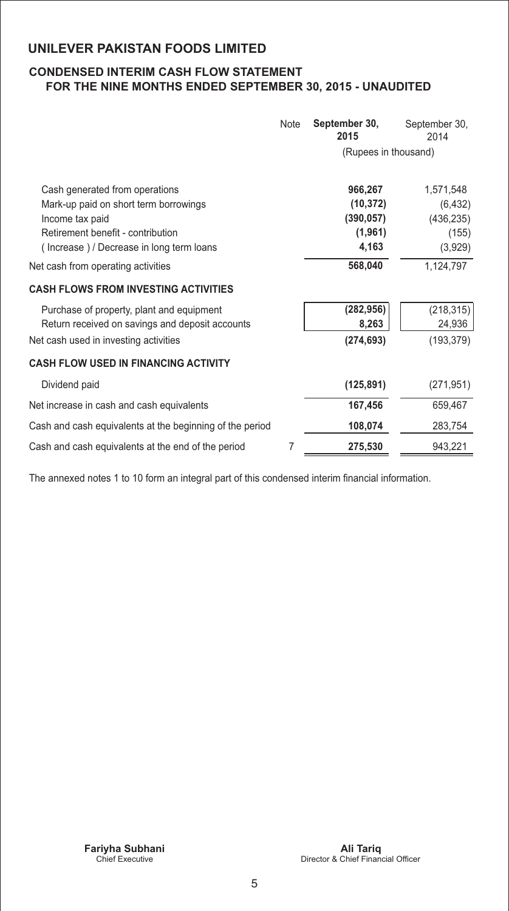# UNILEVER PAKISTAN FOODS LIMITED

## CONDENSED INTERIM CASH FLOW STATEMENT
### FOR THE NINE MONTHS ENDED SEPTEMBER 30, 2015 - UNAUDITED

| | Note | September 30, 2015 | September 30, 2014 |
|---|---|---|---|
| | | (Rupees in thousand) | |
| Cash generated from operations | | **966,267** | 1,571,548 |
| Mark-up paid on short term borrowings | | **(10,372)** | (6,432) |
| Income tax paid | | **(390,057)** | (436,235) |
| Retirement benefit - contribution | | **(1,961)** | (155) |
| ( Increase ) / Decrease in long term loans | | **4,163** | (3,929) |
| Net cash from operating activities | | **568,040** | 1,124,797 |
| **CASH FLOWS FROM INVESTING ACTIVITIES** | | | |
| Purchase of property, plant and equipment | | **(282,956)** | (218,315) |
| Return received on savings and deposit accounts | | **8,263** | 24,936 |
| Net cash used in investing activities | | **(274,693)** | (193,379) |
| **CASH FLOW USED IN FINANCING ACTIVITY** | | | |
| Dividend paid | | **(125,891)** | (271,951) |
| Net increase in cash and cash equivalents | | **167,456** | 659,467 |
| Cash and cash equivalents at the beginning of the period | | **108,074** | 283,754 |
| Cash and cash equivalents at the end of the period | 7 | **275,530** | 943,221 |

The annexed notes 1 to 10 form an integral part of this condensed interim financial information.

**Fariyha Subhani**
Chief Executive

**Ali Tariq**
Director & Chief Financial Officer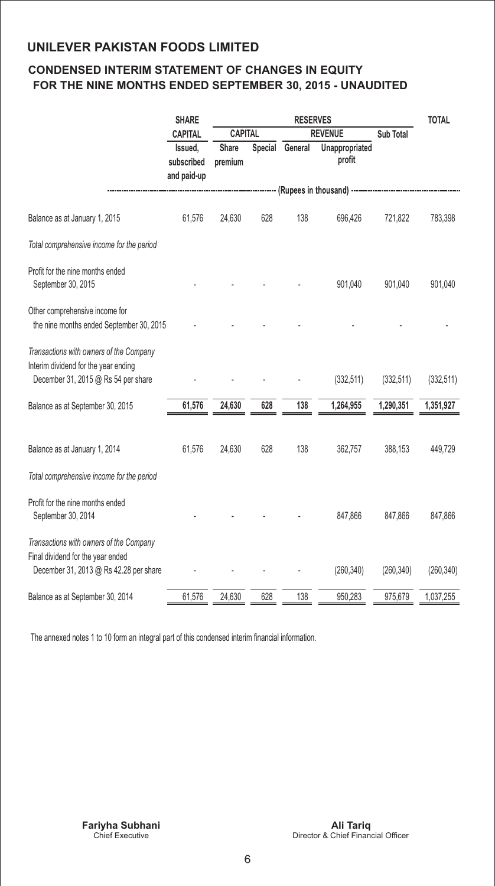## UNILEVER PAKISTAN FOODS LIMITED

### CONDENSED INTERIM STATEMENT OF CHANGES IN EQUITY FOR THE NINE MONTHS ENDED SEPTEMBER 30, 2015 - UNAUDITED

| | SHARE CAPITAL | RESERVES | | | | | TOTAL |
|---|---|---|---|---|---|---|---|
| | | CAPITAL | | REVENUE | | Sub Total | |
| | Issued, subscribed and paid-up | Share premium | Special | General | Unappropriated profit | | |
| | (Rupees in thousand) | | | | | | |
| Balance as at January 1, 2015 | 61,576 | 24,630 | 628 | 138 | 696,426 | 721,822 | 783,398 |
| *Total comprehensive income for the period* | | | | | | | |
| Profit for the nine months ended September 30, 2015 | - | - | - | - | 901,040 | 901,040 | 901,040 |
| Other comprehensive income for the nine months ended September 30, 2015 | - | - | - | - | - | - | - |
| *Transactions with owners of the Company* | | | | | | | |
| Interim dividend for the year ending December 31, 2015 @ Rs 54 per share | - | - | - | - | (332,511) | (332,511) | (332,511) |
| Balance as at September 30, 2015 | **61,576** | **24,630** | **628** | **138** | **1,264,955** | **1,290,351** | **1,351,927** |
| Balance as at January 1, 2014 | 61,576 | 24,630 | 628 | 138 | 362,757 | 388,153 | 449,729 |
| *Total comprehensive income for the period* | | | | | | | |
| Profit for the nine months ended September 30, 2014 | - | - | - | - | 847,866 | 847,866 | 847,866 |
| *Transactions with owners of the Company* | | | | | | | |
| Final dividend for the year ended December 31, 2013 @ Rs 42.28 per share | - | - | - | - | (260,340) | (260,340) | (260,340) |
| Balance as at September 30, 2014 | 61,576 | 24,630 | 628 | 138 | 950,283 | 975,679 | 1,037,255 |

The annexed notes 1 to 10 form an integral part of this condensed interim financial information.

**Fariyha Subhani**
Chief Executive

**Ali Tariq**
Director & Chief Financial Officer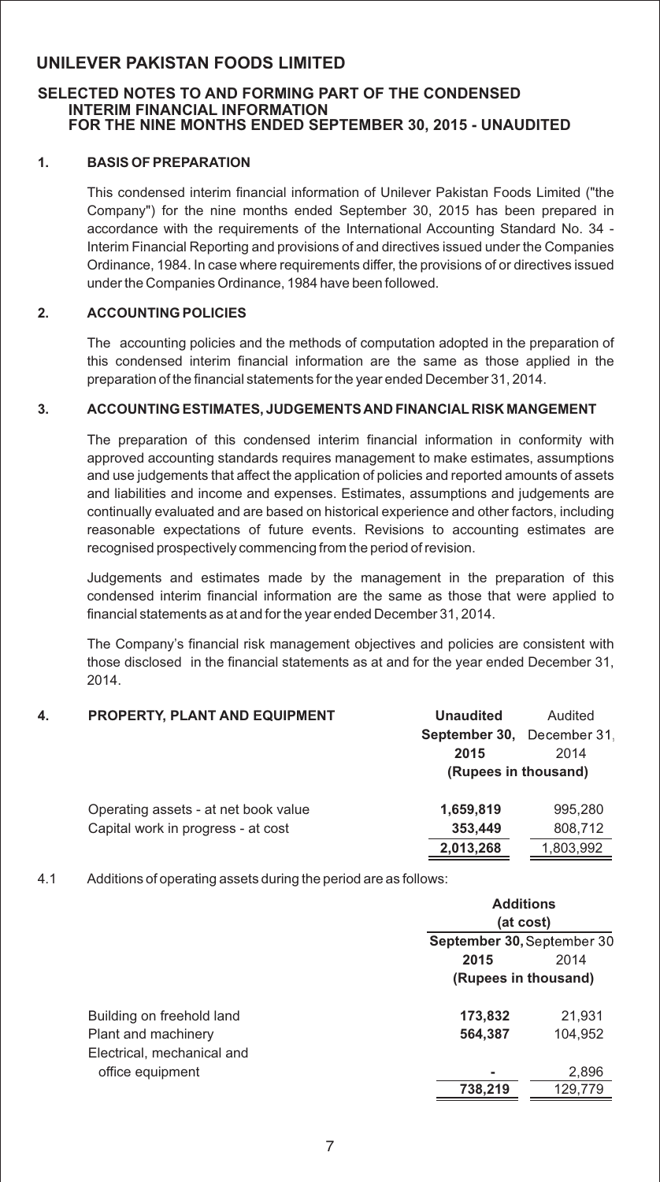# UNILEVER PAKISTAN FOODS LIMITED

## SELECTED NOTES TO AND FORMING PART OF THE CONDENSED INTERIM FINANCIAL INFORMATION FOR THE NINE MONTHS ENDED SEPTEMBER 30, 2015 - UNAUDITED

### 1. BASIS OF PREPARATION

This condensed interim financial information of Unilever Pakistan Foods Limited ("the Company") for the nine months ended September 30, 2015 has been prepared in accordance with the requirements of the International Accounting Standard No. 34 - Interim Financial Reporting and provisions of and directives issued under the Companies Ordinance, 1984. In case where requirements differ, the provisions of or directives issued under the Companies Ordinance, 1984 have been followed.

### 2. ACCOUNTING POLICIES

The accounting policies and the methods of computation adopted in the preparation of this condensed interim financial information are the same as those applied in the preparation of the financial statements for the year ended December 31, 2014.

### 3. ACCOUNTING ESTIMATES, JUDGEMENTS AND FINANCIAL RISK MANGEMENT

The preparation of this condensed interim financial information in conformity with approved accounting standards requires management to make estimates, assumptions and use judgements that affect the application of policies and reported amounts of assets and liabilities and income and expenses. Estimates, assumptions and judgements are continually evaluated and are based on historical experience and other factors, including reasonable expectations of future events. Revisions to accounting estimates are recognised prospectively commencing from the period of revision.

Judgements and estimates made by the management in the preparation of this condensed interim financial information are the same as those that were applied to financial statements as at and for the year ended December 31, 2014.

The Company's financial risk management objectives and policies are consistent with those disclosed in the financial statements as at and for the year ended December 31, 2014.

### 4. PROPERTY, PLANT AND EQUIPMENT

| | **Unaudited** | Audited |
|---|---|---|
| | **September 30, 2015** | December 31, 2014 |
| | **(Rupees in thousand)** | |
| Operating assets - at net book value | **1,659,819** | 995,280 |
| Capital work in progress - at cost | **353,449** | 808,712 |
| | **2,013,268** | 1,803,992 |

4.1 Additions of operating assets during the period are as follows:

| | **Additions (at cost)** | |
|---|---|---|
| | **September 30, 2015** | September 30 2014 |
| | **(Rupees in thousand)** | |
| Building on freehold land | **173,832** | 21,931 |
| Plant and machinery | **564,387** | 104,952 |
| Electrical, mechanical and office equipment | **-** | 2,896 |
| | **738,219** | 129,779 |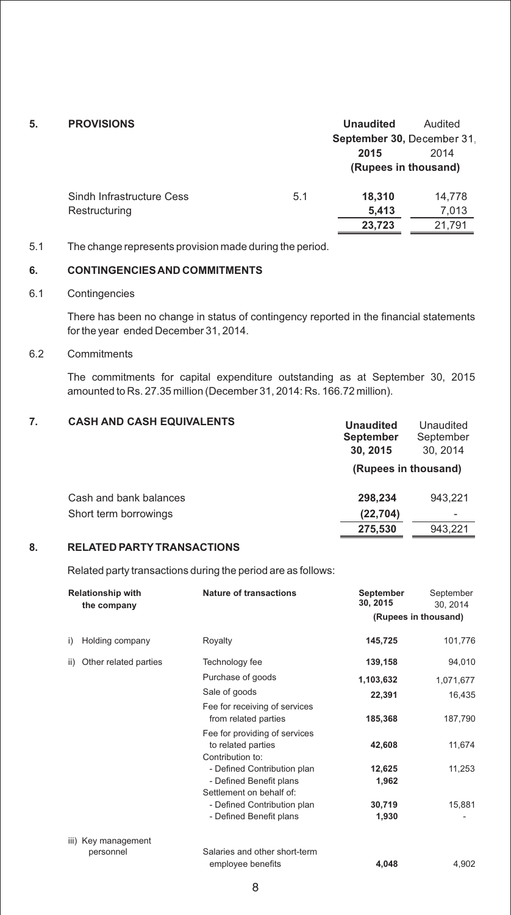## 5. PROVISIONS

| | | Unaudited September 30, 2015 | Audited December 31, 2014 |
|---|---|---|---|
| | | (Rupees in thousand) | |
| Sindh Infrastructure Cess | 5.1 | **18,310** | 14,778 |
| Restructuring | | **5,413** | 7,013 |
| | | **23,723** | 21,791 |

5.1 The change represents provision made during the period.

## 6. CONTINGENCIES AND COMMITMENTS

6.1 Contingencies

There has been no change in status of contingency reported in the financial statements for the year ended December 31, 2014.

6.2 Commitments

The commitments for capital expenditure outstanding as at September 30, 2015 amounted to Rs. 27.35 million (December 31, 2014: Rs. 166.72 million).

## 7. CASH AND CASH EQUIVALENTS

| | Unaudited September 30, 2015 | Unaudited September 30, 2014 |
|---|---|---|
| | (Rupees in thousand) | |
| Cash and bank balances | **298,234** | 943,221 |
| Short term borrowings | **(22,704)** | - |
| | **275,530** | 943,221 |

## 8. RELATED PARTY TRANSACTIONS

Related party transactions during the period are as follows:

| Relationship with the company | Nature of transactions | September 30, 2015 | September 30, 2014 |
|---|---|---|---|
| | | (Rupees in thousand) | |
| i) Holding company | Royalty | **145,725** | 101,776 |
| ii) Other related parties | Technology fee | **139,158** | 94,010 |
| | Purchase of goods | **1,103,632** | 1,071,677 |
| | Sale of goods | **22,391** | 16,435 |
| | Fee for receiving of services from related parties | **185,368** | 187,790 |
| | Fee for providing of services to related parties | **42,608** | 11,674 |
| | Contribution to: | | |
| | - Defined Contribution plan | **12,625** | 11,253 |
| | - Defined Benefit plans | **1,962** | |
| | Settlement on behalf of: | | |
| | - Defined Contribution plan | **30,719** | 15,881 |
| | - Defined Benefit plans | **1,930** | - |
| iii) Key management personnel | Salaries and other short-term employee benefits | **4,048** | 4,902 |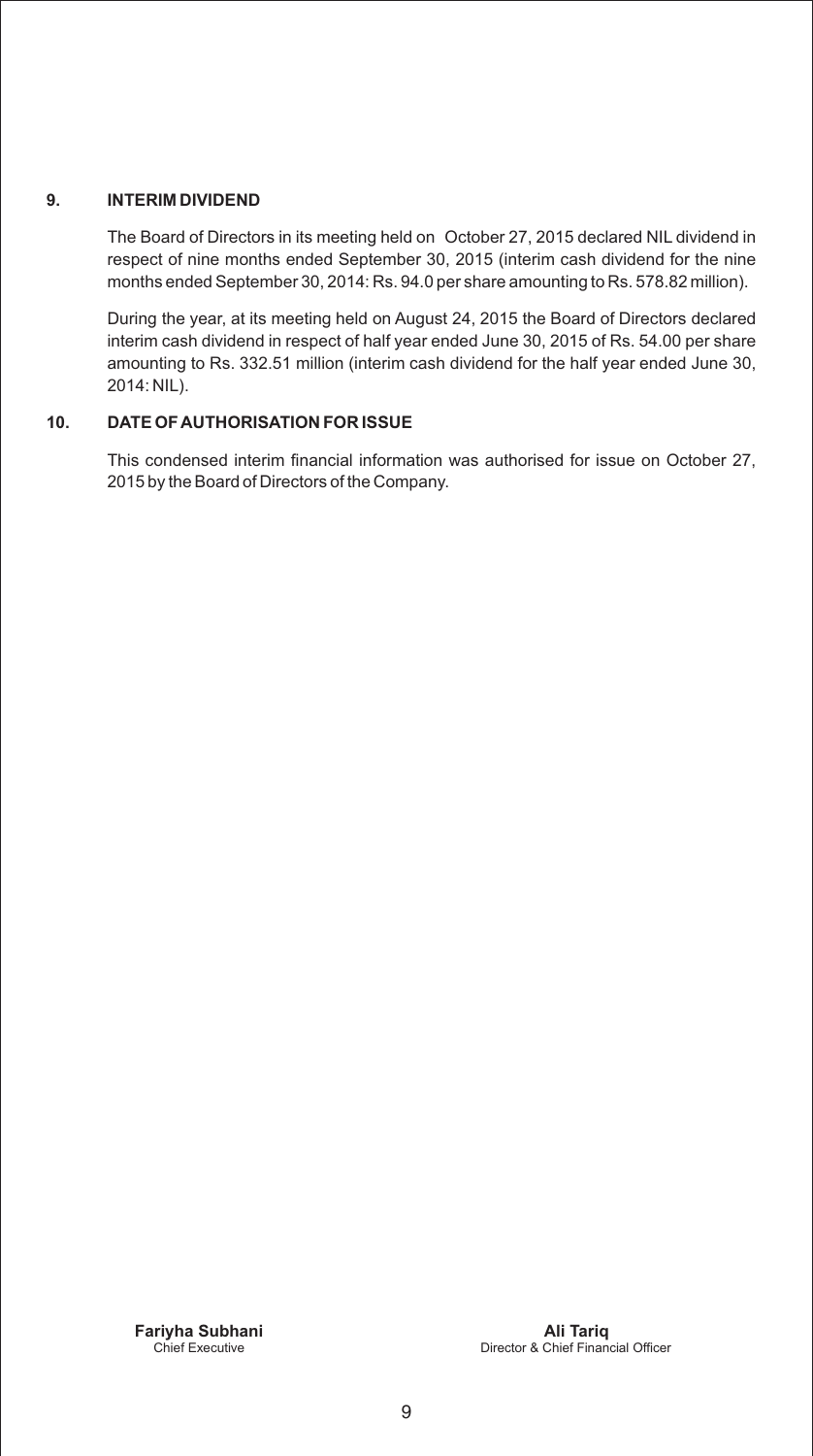## 9. INTERIM DIVIDEND

The Board of Directors in its meeting held on October 27, 2015 declared NIL dividend in respect of nine months ended September 30, 2015 (interim cash dividend for the nine months ended September 30, 2014: Rs. 94.0 per share amounting to Rs. 578.82 million).

During the year, at its meeting held on August 24, 2015 the Board of Directors declared interim cash dividend in respect of half year ended June 30, 2015 of Rs. 54.00 per share amounting to Rs. 332.51 million (interim cash dividend for the half year ended June 30, 2014: NIL).

## 10. DATE OF AUTHORISATION FOR ISSUE

This condensed interim financial information was authorised for issue on October 27, 2015 by the Board of Directors of the Company.

**Fariyha Subhani**
Chief Executive

**Ali Tariq**
Director & Chief Financial Officer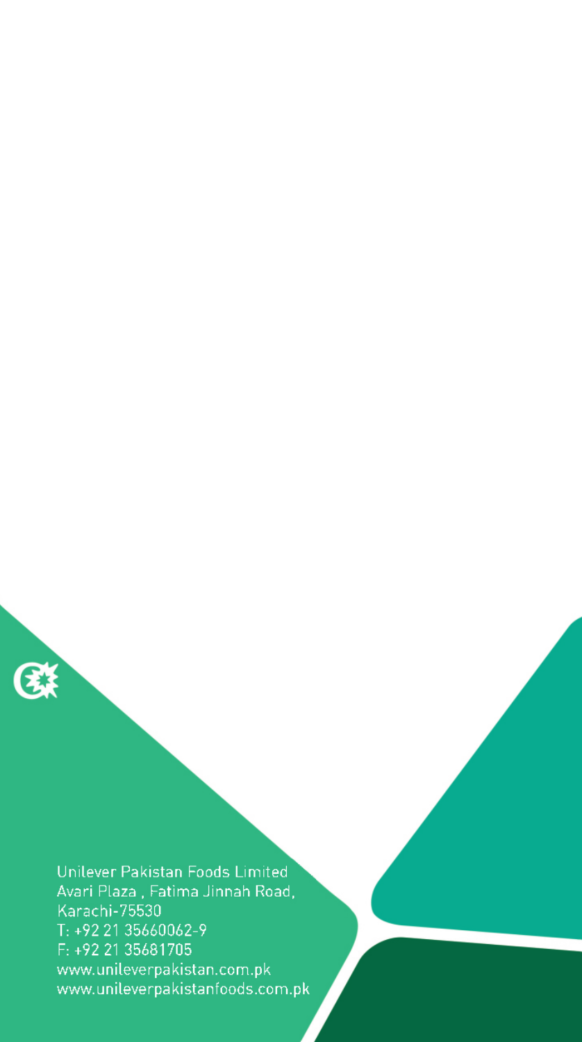Unilever Pakistan Foods Limited
Avari Plaza , Fatima Jinnah Road,
Karachi-75530
T: +92 21 35660062-9
F: +92 21 35681705
www.unileverpakistan.com.pk
www.unileverpakistanfoods.com.pk